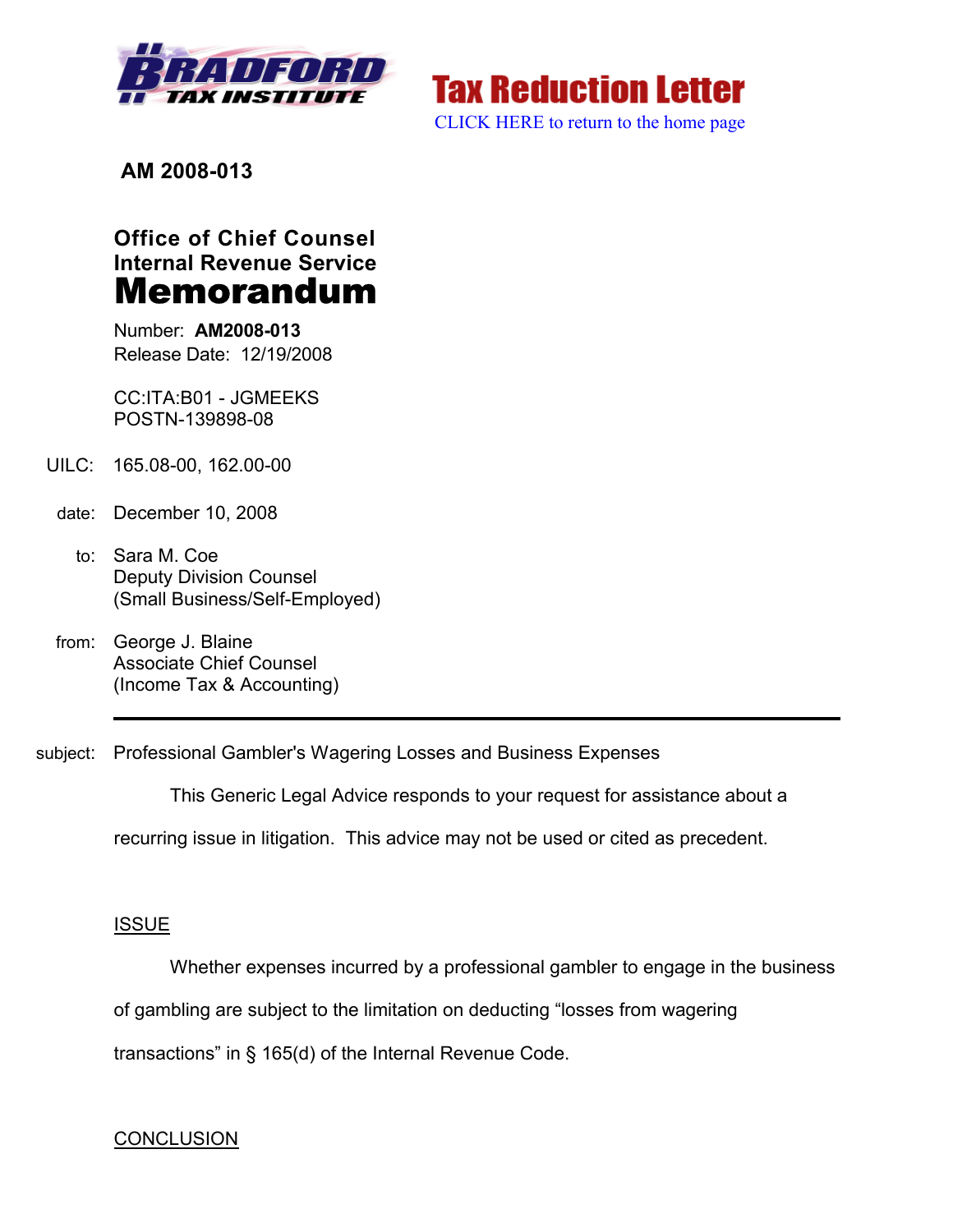Tax Reduction Letter

CLICK HERE to return to the home page

**AM 2008-013**

**Office of Chief Counsel**
**Internal Revenue Service**
# Memorandum

Number: **AM2008-013**
Release Date: 12/19/2008

CC:ITA:B01 - JGMEEKS
POSTN-139898-08

UILC: 165.08-00, 162.00-00

date: December 10, 2008

to: Sara M. Coe
Deputy Division Counsel
(Small Business/Self-Employed)

from: George J. Blaine
Associate Chief Counsel
(Income Tax & Accounting)

---

subject: Professional Gambler's Wagering Losses and Business Expenses

This Generic Legal Advice responds to your request for assistance about a recurring issue in litigation. This advice may not be used or cited as precedent.

## ISSUE

Whether expenses incurred by a professional gambler to engage in the business of gambling are subject to the limitation on deducting "losses from wagering transactions" in § 165(d) of the Internal Revenue Code.

## CONCLUSION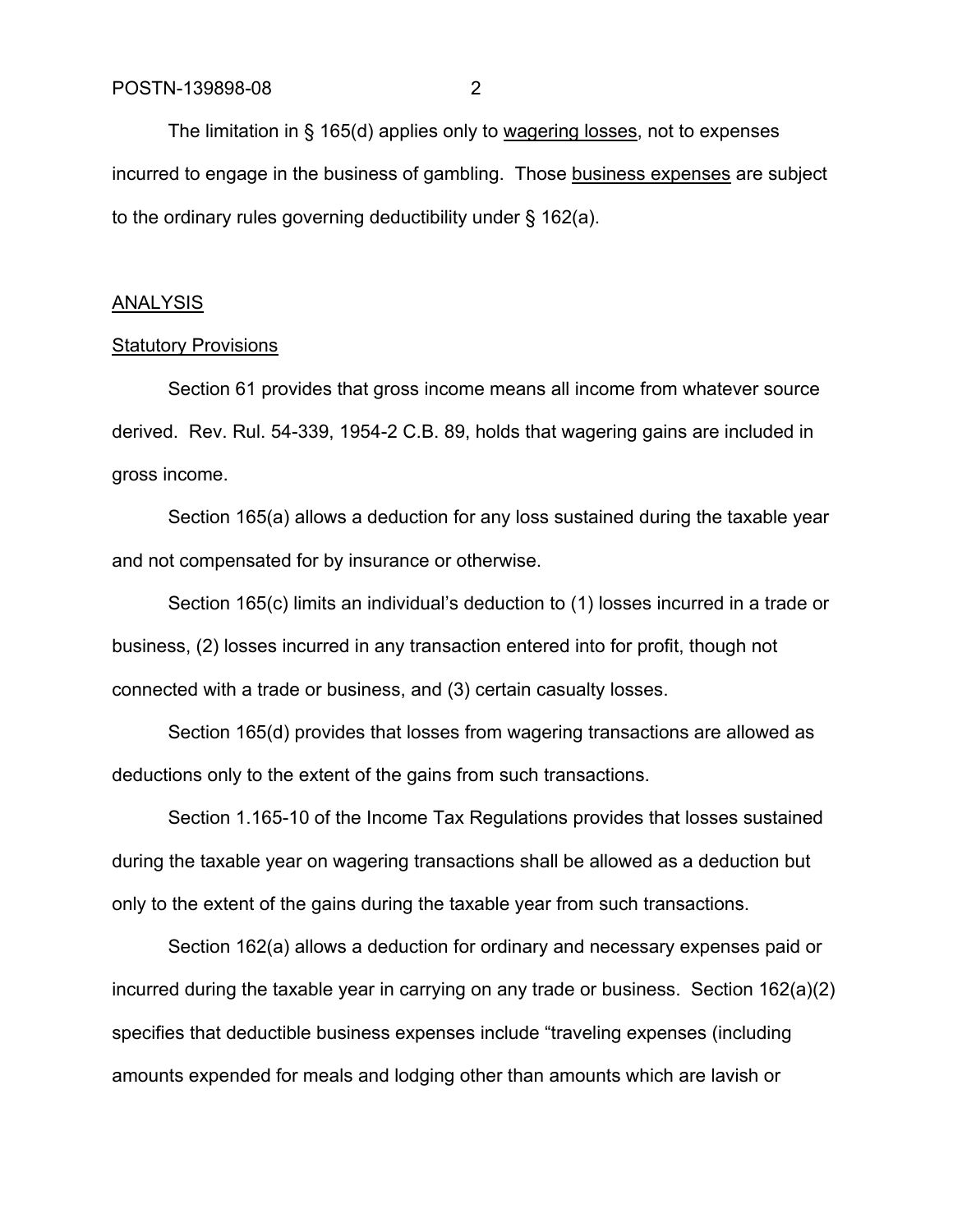The limitation in § 165(d) applies only to <u>wagering losses</u>, not to expenses incurred to engage in the business of gambling. Those <u>business expenses</u> are subject to the ordinary rules governing deductibility under § 162(a).

## <u>ANALYSIS</u>

### <u>Statutory Provisions</u>

Section 61 provides that gross income means all income from whatever source derived. Rev. Rul. 54-339, 1954-2 C.B. 89, holds that wagering gains are included in gross income.

Section 165(a) allows a deduction for any loss sustained during the taxable year and not compensated for by insurance or otherwise.

Section 165(c) limits an individual's deduction to (1) losses incurred in a trade or business, (2) losses incurred in any transaction entered into for profit, though not connected with a trade or business, and (3) certain casualty losses.

Section 165(d) provides that losses from wagering transactions are allowed as deductions only to the extent of the gains from such transactions.

Section 1.165-10 of the Income Tax Regulations provides that losses sustained during the taxable year on wagering transactions shall be allowed as a deduction but only to the extent of the gains during the taxable year from such transactions.

Section 162(a) allows a deduction for ordinary and necessary expenses paid or incurred during the taxable year in carrying on any trade or business. Section 162(a)(2) specifies that deductible business expenses include "traveling expenses (including amounts expended for meals and lodging other than amounts which are lavish or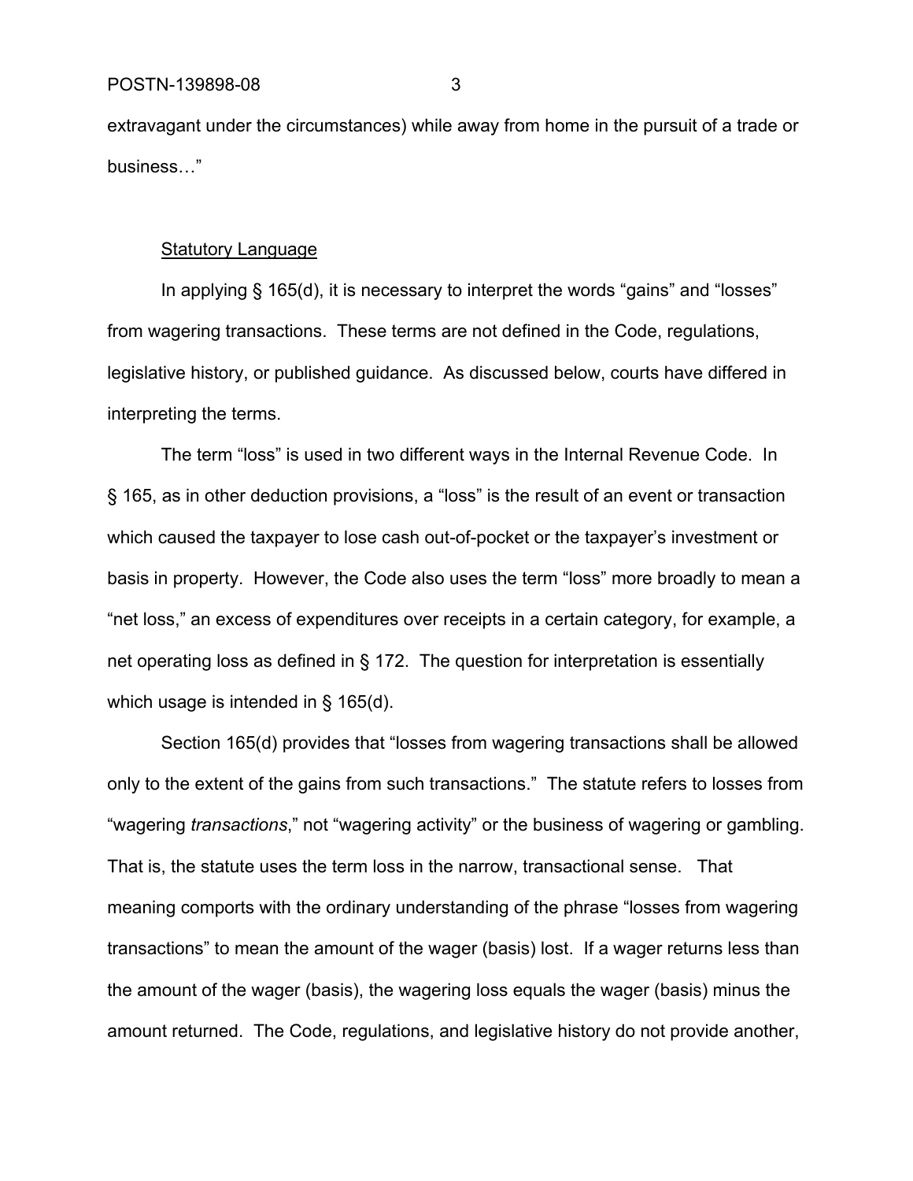extravagant under the circumstances) while away from home in the pursuit of a trade or business…"

Statistical Language

In applying § 165(d), it is necessary to interpret the words "gains" and "losses" from wagering transactions. These terms are not defined in the Code, regulations, legislative history, or published guidance. As discussed below, courts have differed in interpreting the terms.

The term "loss" is used in two different ways in the Internal Revenue Code. In § 165, as in other deduction provisions, a "loss" is the result of an event or transaction which caused the taxpayer to lose cash out-of-pocket or the taxpayer's investment or basis in property. However, the Code also uses the term "loss" more broadly to mean a "net loss," an excess of expenditures over receipts in a certain category, for example, a net operating loss as defined in § 172. The question for interpretation is essentially which usage is intended in § 165(d).

Section 165(d) provides that "losses from wagering transactions shall be allowed only to the extent of the gains from such transactions." The statute refers to losses from "wagering *transactions*," not "wagering activity" or the business of wagering or gambling. That is, the statute uses the term loss in the narrow, transactional sense. That meaning comports with the ordinary understanding of the phrase "losses from wagering transactions" to mean the amount of the wager (basis) lost. If a wager returns less than the amount of the wager (basis), the wagering loss equals the wager (basis) minus the amount returned. The Code, regulations, and legislative history do not provide another,

extravagant under the circumstances) while away from home in the pursuit of a trade or business…"

Statutory Language

In applying § 165(d), it is necessary to interpret the words "gains" and "losses" from wagering transactions. These terms are not defined in the Code, regulations, legislative history, or published guidance. As discussed below, courts have differed in interpreting the terms.

The term "loss" is used in two different ways in the Internal Revenue Code. In § 165, as in other deduction provisions, a "loss" is the result of an event or transaction which caused the taxpayer to lose cash out-of-pocket or the taxpayer's investment or basis in property. However, the Code also uses the term "loss" more broadly to mean a "net loss," an excess of expenditures over receipts in a certain category, for example, a net operating loss as defined in § 172. The question for interpretation is essentially which usage is intended in § 165(d).

Section 165(d) provides that "losses from wagering transactions shall be allowed only to the extent of the gains from such transactions." The statute refers to losses from "wagering *transactions*," not "wagering activity" or the business of wagering or gambling. That is, the statute uses the term loss in the narrow, transactional sense. That meaning comports with the ordinary understanding of the phrase "losses from wagering transactions" to mean the amount of the wager (basis) lost. If a wager returns less than the amount of the wager (basis), the wagering loss equals the wager (basis) minus the amount returned. The Code, regulations, and legislative history do not provide another,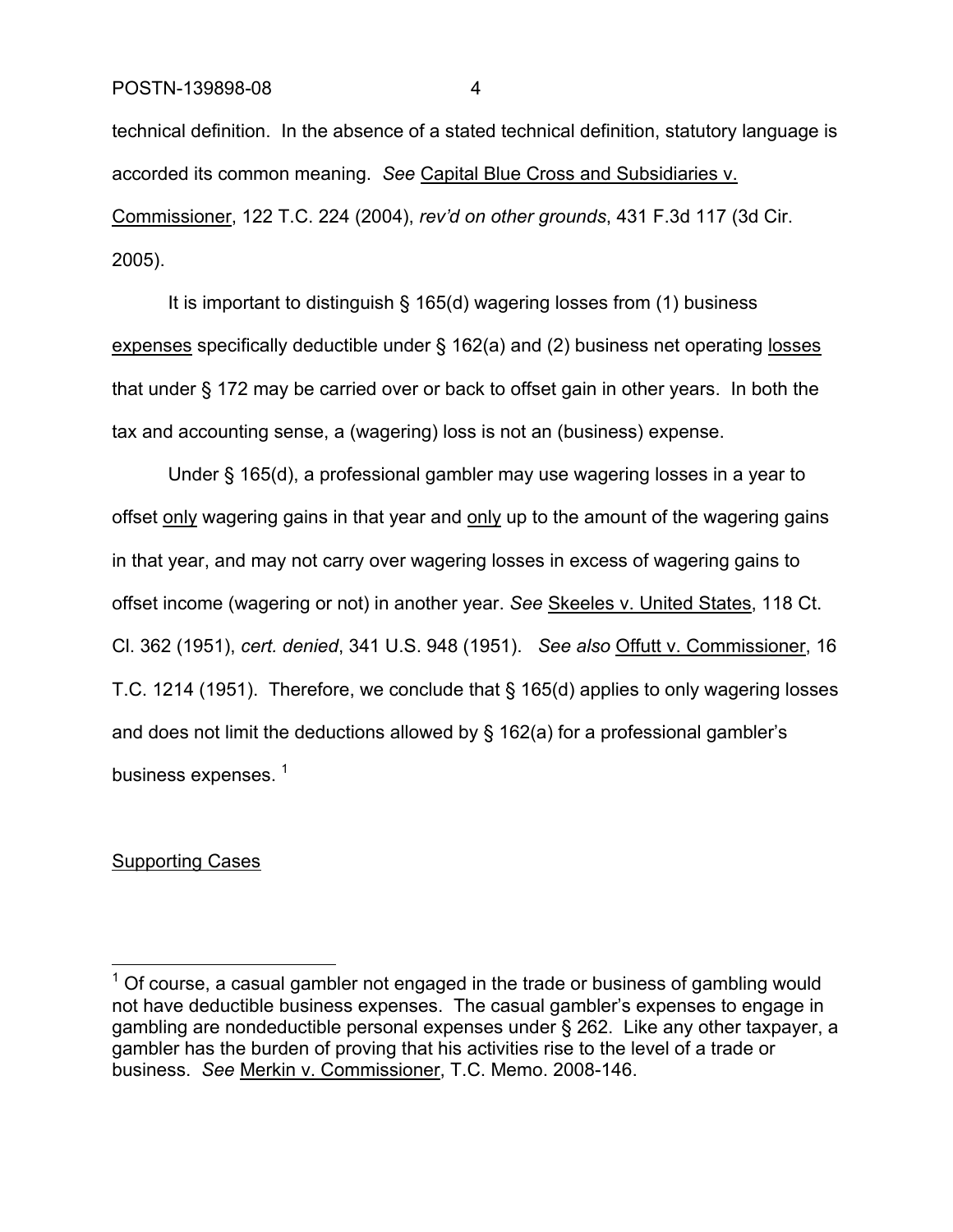technical definition. In the absence of a stated technical definition, statutory language is accorded its common meaning. *See* Capital Blue Cross and Subsidiaries v. Commissioner, 122 T.C. 224 (2004), *rev'd on other grounds*, 431 F.3d 117 (3d Cir. 2005).

It is important to distinguish § 165(d) wagering losses from (1) business expenses specifically deductible under § 162(a) and (2) business net operating losses that under § 172 may be carried over or back to offset gain in other years. In both the tax and accounting sense, a (wagering) loss is not an (business) expense.

Under § 165(d), a professional gambler may use wagering losses in a year to offset only wagering gains in that year and only up to the amount of the wagering gains in that year, and may not carry over wagering losses in excess of wagering gains to offset income (wagering or not) in another year. *See* Skeeles v. United States, 118 Ct. Cl. 362 (1951), *cert. denied*, 341 U.S. 948 (1951). *See also* Offutt v. Commissioner, 16 T.C. 1214 (1951). Therefore, we conclude that § 165(d) applies to only wagering losses and does not limit the deductions allowed by § 162(a) for a professional gambler's business expenses. [1]

Supporting Cases

[1] Of course, a casual gambler not engaged in the trade or business of gambling would not have deductible business expenses. The casual gambler's expenses to engage in gambling are nondeductible personal expenses under § 262. Like any other taxpayer, a gambler has the burden of proving that his activities rise to the level of a trade or business. *See* Merkin v. Commissioner, T.C. Memo. 2008-146.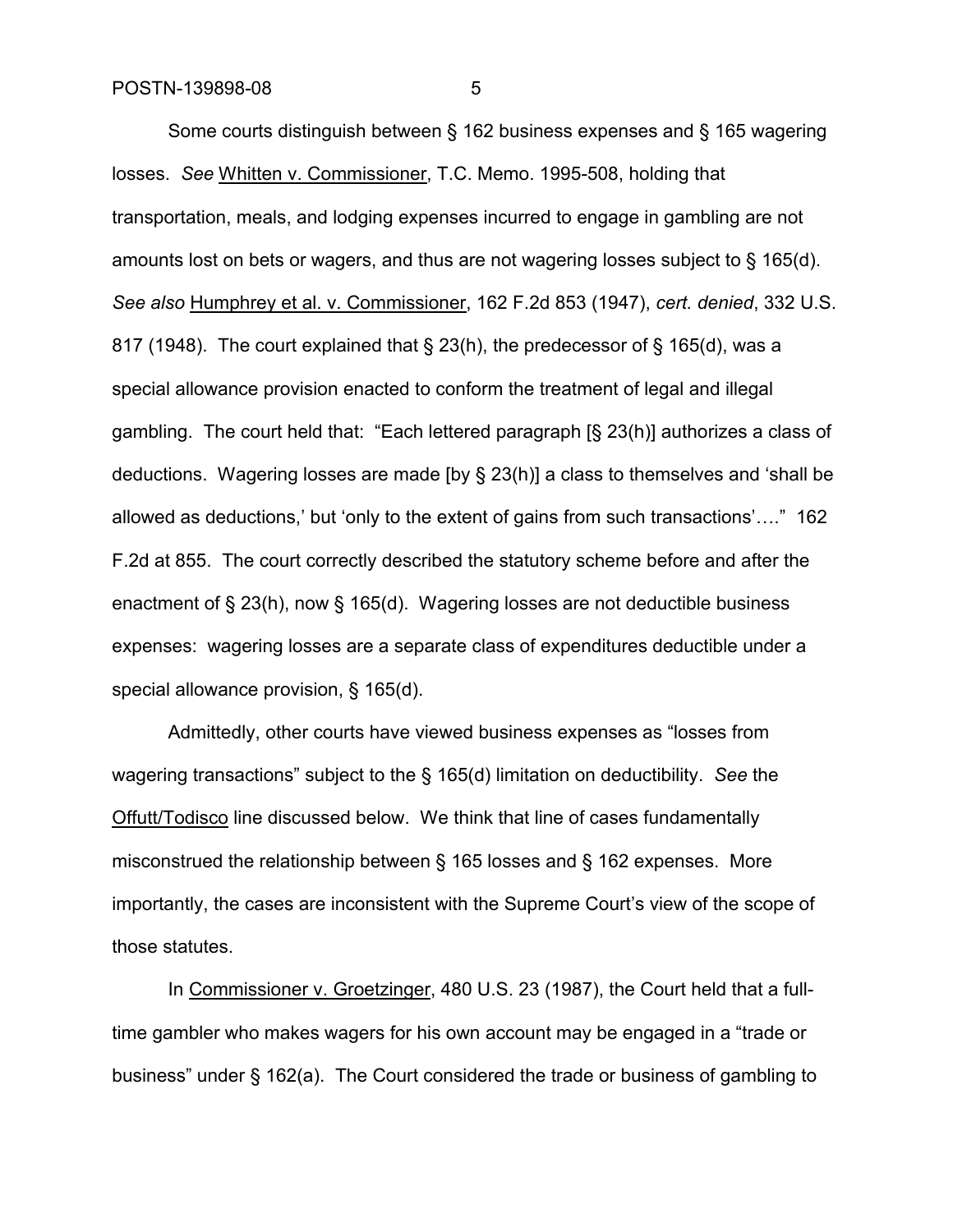Some courts distinguish between § 162 business expenses and § 165 wagering losses. *See* Whitten v. Commissioner, T.C. Memo. 1995-508, holding that transportation, meals, and lodging expenses incurred to engage in gambling are not amounts lost on bets or wagers, and thus are not wagering losses subject to § 165(d). *See also* Humphrey et al. v. Commissioner, 162 F.2d 853 (1947), *cert. denied*, 332 U.S. 817 (1948). The court explained that § 23(h), the predecessor of § 165(d), was a special allowance provision enacted to conform the treatment of legal and illegal gambling. The court held that: "Each lettered paragraph [§ 23(h)] authorizes a class of deductions. Wagering losses are made [by § 23(h)] a class to themselves and 'shall be allowed as deductions,' but 'only to the extent of gains from such transactions'…." 162 F.2d at 855. The court correctly described the statutory scheme before and after the enactment of § 23(h), now § 165(d). Wagering losses are not deductible business expenses: wagering losses are a separate class of expenditures deductible under a special allowance provision, § 165(d).

Admittedly, other courts have viewed business expenses as "losses from wagering transactions" subject to the § 165(d) limitation on deductibility. *See* the Offutt/Todisco line discussed below. We think that line of cases fundamentally misconstrued the relationship between § 165 losses and § 162 expenses. More importantly, the cases are inconsistent with the Supreme Court's view of the scope of those statutes.

In Commissioner v. Groetzinger, 480 U.S. 23 (1987), the Court held that a full-time gambler who makes wagers for his own account may be engaged in a "trade or business" under § 162(a). The Court considered the trade or business of gambling to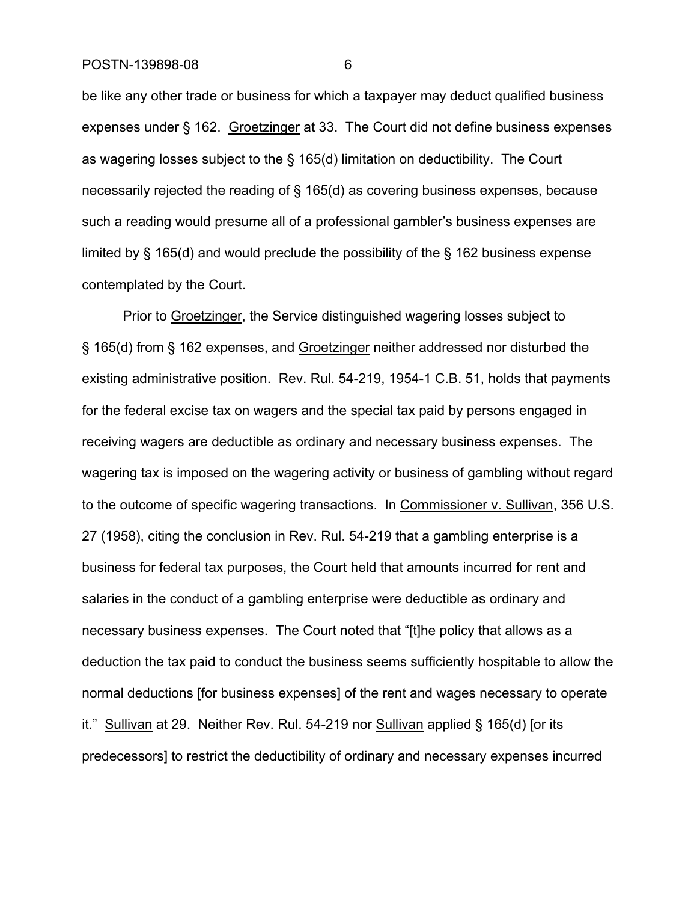be like any other trade or business for which a taxpayer may deduct qualified business expenses under § 162. Groetzinger at 33. The Court did not define business expenses as wagering losses subject to the § 165(d) limitation on deductibility. The Court necessarily rejected the reading of § 165(d) as covering business expenses, because such a reading would presume all of a professional gambler's business expenses are limited by § 165(d) and would preclude the possibility of the § 162 business expense contemplated by the Court.

Prior to Groetzinger, the Service distinguished wagering losses subject to § 165(d) from § 162 expenses, and Groetzinger neither addressed nor disturbed the existing administrative position. Rev. Rul. 54-219, 1954-1 C.B. 51, holds that payments for the federal excise tax on wagers and the special tax paid by persons engaged in receiving wagers are deductible as ordinary and necessary business expenses. The wagering tax is imposed on the wagering activity or business of gambling without regard to the outcome of specific wagering transactions. In Commissioner v. Sullivan, 356 U.S. 27 (1958), citing the conclusion in Rev. Rul. 54-219 that a gambling enterprise is a business for federal tax purposes, the Court held that amounts incurred for rent and salaries in the conduct of a gambling enterprise were deductible as ordinary and necessary business expenses. The Court noted that "[t]he policy that allows as a deduction the tax paid to conduct the business seems sufficiently hospitable to allow the normal deductions [for business expenses] of the rent and wages necessary to operate it." Sullivan at 29. Neither Rev. Rul. 54-219 nor Sullivan applied § 165(d) [or its predecessors] to restrict the deductibility of ordinary and necessary expenses incurred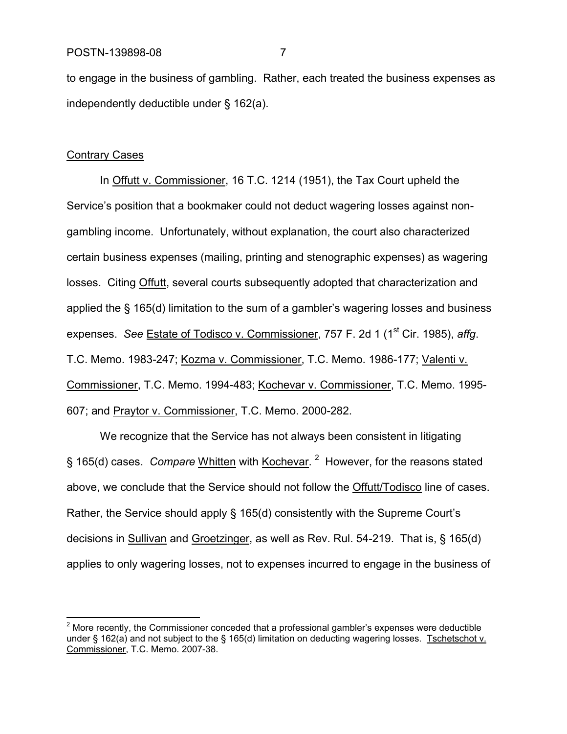to engage in the business of gambling. Rather, each treated the business expenses as independently deductible under § 162(a).

Contrary Cases

In Offutt v. Commissioner, 16 T.C. 1214 (1951), the Tax Court upheld the Service's position that a bookmaker could not deduct wagering losses against non-gambling income. Unfortunately, without explanation, the court also characterized certain business expenses (mailing, printing and stenographic expenses) as wagering losses. Citing Offutt, several courts subsequently adopted that characterization and applied the § 165(d) limitation to the sum of a gambler's wagering losses and business expenses. *See* Estate of Todisco v. Commissioner, 757 F. 2d 1 (1st Cir. 1985), *affg*. T.C. Memo. 1983-247; Kozma v. Commissioner, T.C. Memo. 1986-177; Valenti v. Commissioner, T.C. Memo. 1994-483; Kochevar v. Commissioner, T.C. Memo. 1995-607; and Praytor v. Commissioner, T.C. Memo. 2000-282.

We recognize that the Service has not always been consistent in litigating § 165(d) cases. *Compare* Whitten with Kochevar.[2] However, for the reasons stated above, we conclude that the Service should not follow the Offutt/Todisco line of cases. Rather, the Service should apply § 165(d) consistently with the Supreme Court's decisions in Sullivan and Groetzinger, as well as Rev. Rul. 54-219. That is, § 165(d) applies to only wagering losses, not to expenses incurred to engage in the business of

---

[2] More recently, the Commissioner conceded that a professional gambler's expenses were deductible under § 162(a) and not subject to the § 165(d) limitation on deducting wagering losses. Tschetschot v. Commissioner, T.C. Memo. 2007-38.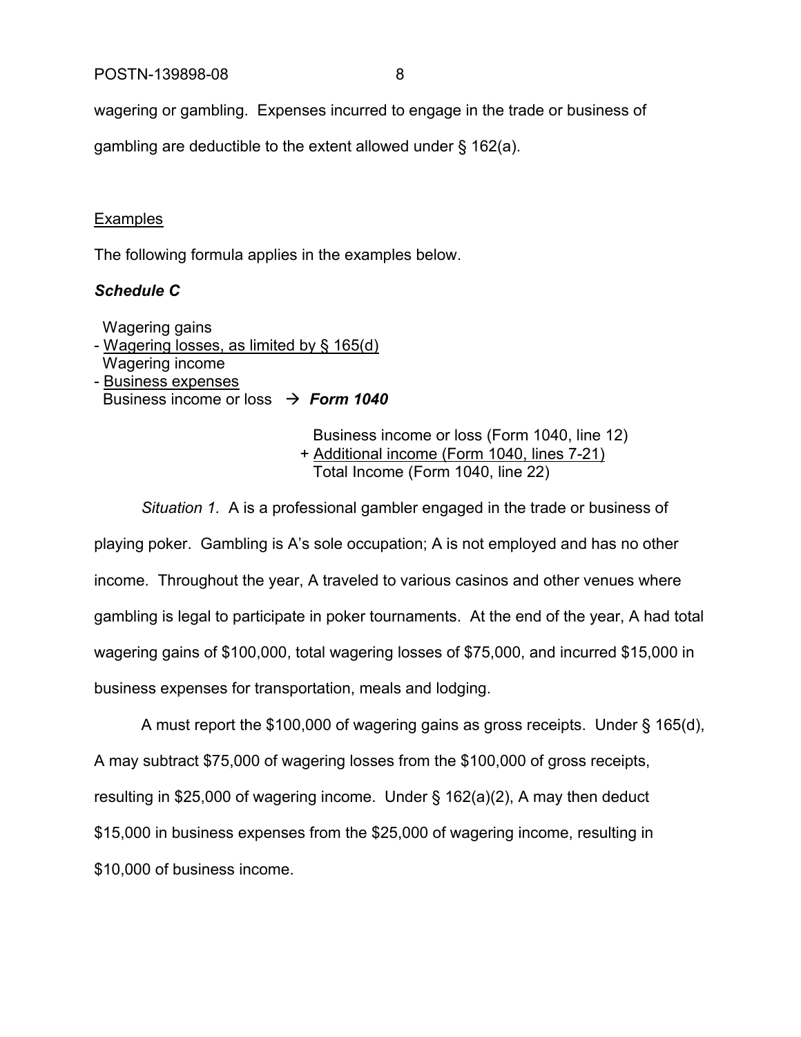wagering or gambling. Expenses incurred to engage in the trade or business of gambling are deductible to the extent allowed under § 162(a).

Examples

The following formula applies in the examples below.

***Schedule C***

```
  Wagering gains
- Wagering losses, as limited by § 165(d)
  Wagering income
- Business expenses
  Business income or loss  →  Form 1040

                                Business income or loss (Form 1040, line 12)
                              + Additional income (Form 1040, lines 7-21)
                                Total Income (Form 1040, line 22)
```

*Situation 1.* A is a professional gambler engaged in the trade or business of playing poker. Gambling is A's sole occupation; A is not employed and has no other income. Throughout the year, A traveled to various casinos and other venues where gambling is legal to participate in poker tournaments. At the end of the year, A had total wagering gains of $100,000, total wagering losses of $75,000, and incurred $15,000 in business expenses for transportation, meals and lodging.

A must report the $100,000 of wagering gains as gross receipts. Under § 165(d), A may subtract $75,000 of wagering losses from the $100,000 of gross receipts, resulting in $25,000 of wagering income. Under § 162(a)(2), A may then deduct $15,000 in business expenses from the $25,000 of wagering income, resulting in $10,000 of business income.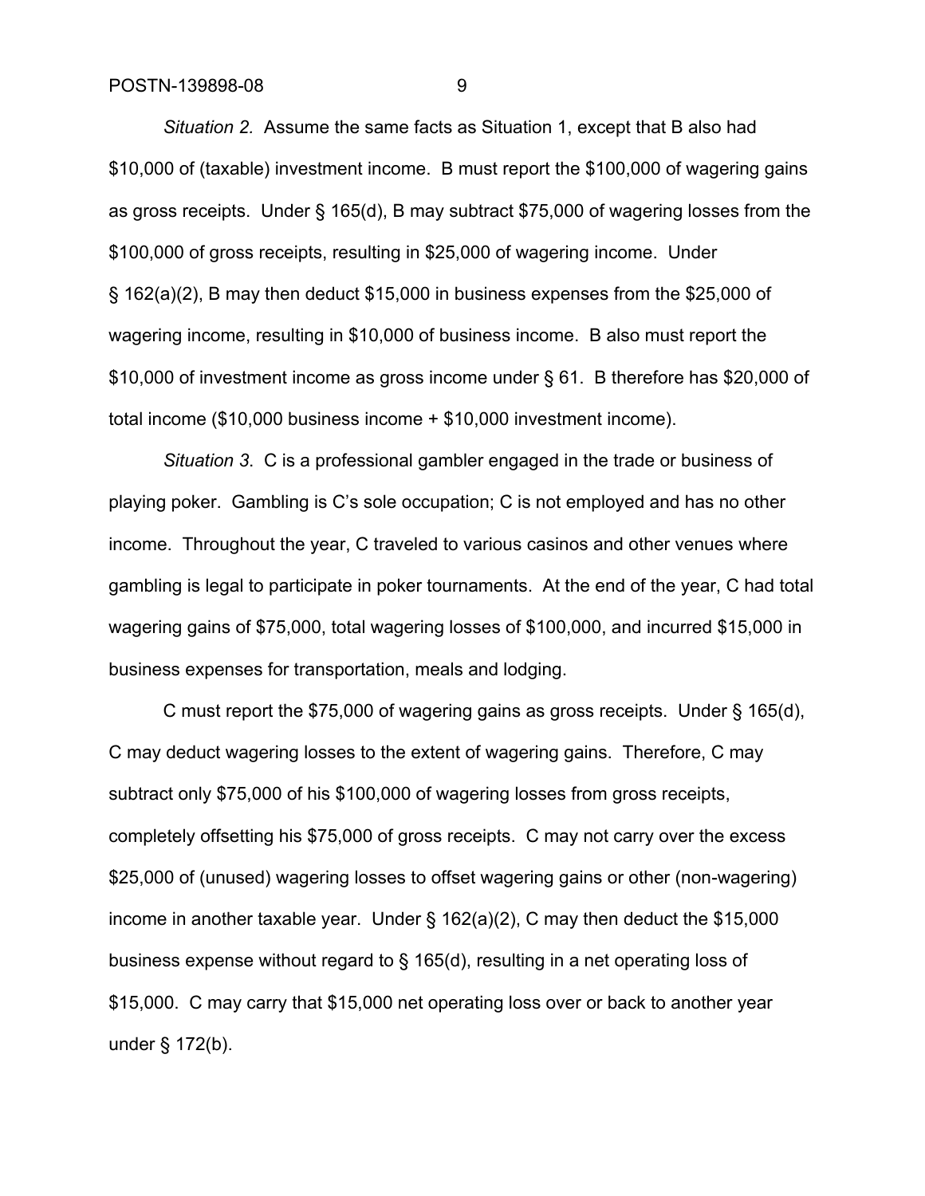*Situation 2.* Assume the same facts as Situation 1, except that B also had $10,000 of (taxable) investment income. B must report the $100,000 of wagering gains as gross receipts. Under § 165(d), B may subtract $75,000 of wagering losses from the $100,000 of gross receipts, resulting in $25,000 of wagering income. Under § 162(a)(2), B may then deduct $15,000 in business expenses from the $25,000 of wagering income, resulting in $10,000 of business income. B also must report the $10,000 of investment income as gross income under § 61. B therefore has $20,000 of total income ($10,000 business income + $10,000 investment income).

*Situation 3.* C is a professional gambler engaged in the trade or business of playing poker. Gambling is C's sole occupation; C is not employed and has no other income. Throughout the year, C traveled to various casinos and other venues where gambling is legal to participate in poker tournaments. At the end of the year, C had total wagering gains of $75,000, total wagering losses of $100,000, and incurred $15,000 in business expenses for transportation, meals and lodging.

C must report the $75,000 of wagering gains as gross receipts. Under § 165(d), C may deduct wagering losses to the extent of wagering gains. Therefore, C may subtract only $75,000 of his $100,000 of wagering losses from gross receipts, completely offsetting his $75,000 of gross receipts. C may not carry over the excess $25,000 of (unused) wagering losses to offset wagering gains or other (non-wagering) income in another taxable year. Under § 162(a)(2), C may then deduct the $15,000 business expense without regard to § 165(d), resulting in a net operating loss of $15,000. C may carry that $15,000 net operating loss over or back to another year under § 172(b).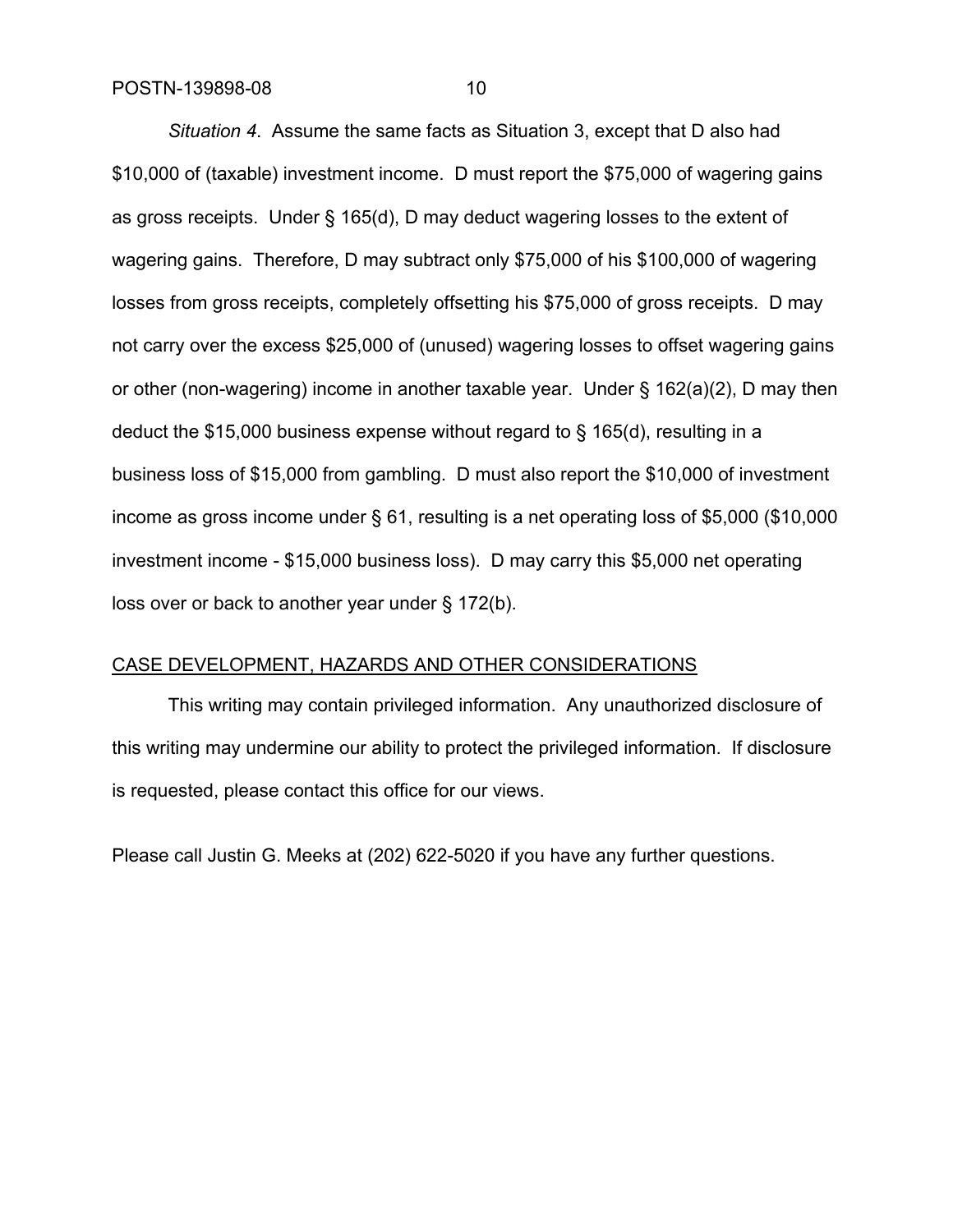*Situation 4*. Assume the same facts as Situation 3, except that D also had $10,000 of (taxable) investment income. D must report the $75,000 of wagering gains as gross receipts. Under § 165(d), D may deduct wagering losses to the extent of wagering gains. Therefore, D may subtract only $75,000 of his $100,000 of wagering losses from gross receipts, completely offsetting his $75,000 of gross receipts. D may not carry over the excess $25,000 of (unused) wagering losses to offset wagering gains or other (non-wagering) income in another taxable year. Under § 162(a)(2), D may then deduct the $15,000 business expense without regard to § 165(d), resulting in a business loss of $15,000 from gambling. D must also report the $10,000 of investment income as gross income under § 61, resulting is a net operating loss of $5,000 ($10,000 investment income - $15,000 business loss). D may carry this $5,000 net operating loss over or back to another year under § 172(b).

## CASE DEVELOPMENT, HAZARDS AND OTHER CONSIDERATIONS

This writing may contain privileged information. Any unauthorized disclosure of this writing may undermine our ability to protect the privileged information. If disclosure is requested, please contact this office for our views.

Please call Justin G. Meeks at (202) 622-5020 if you have any further questions.